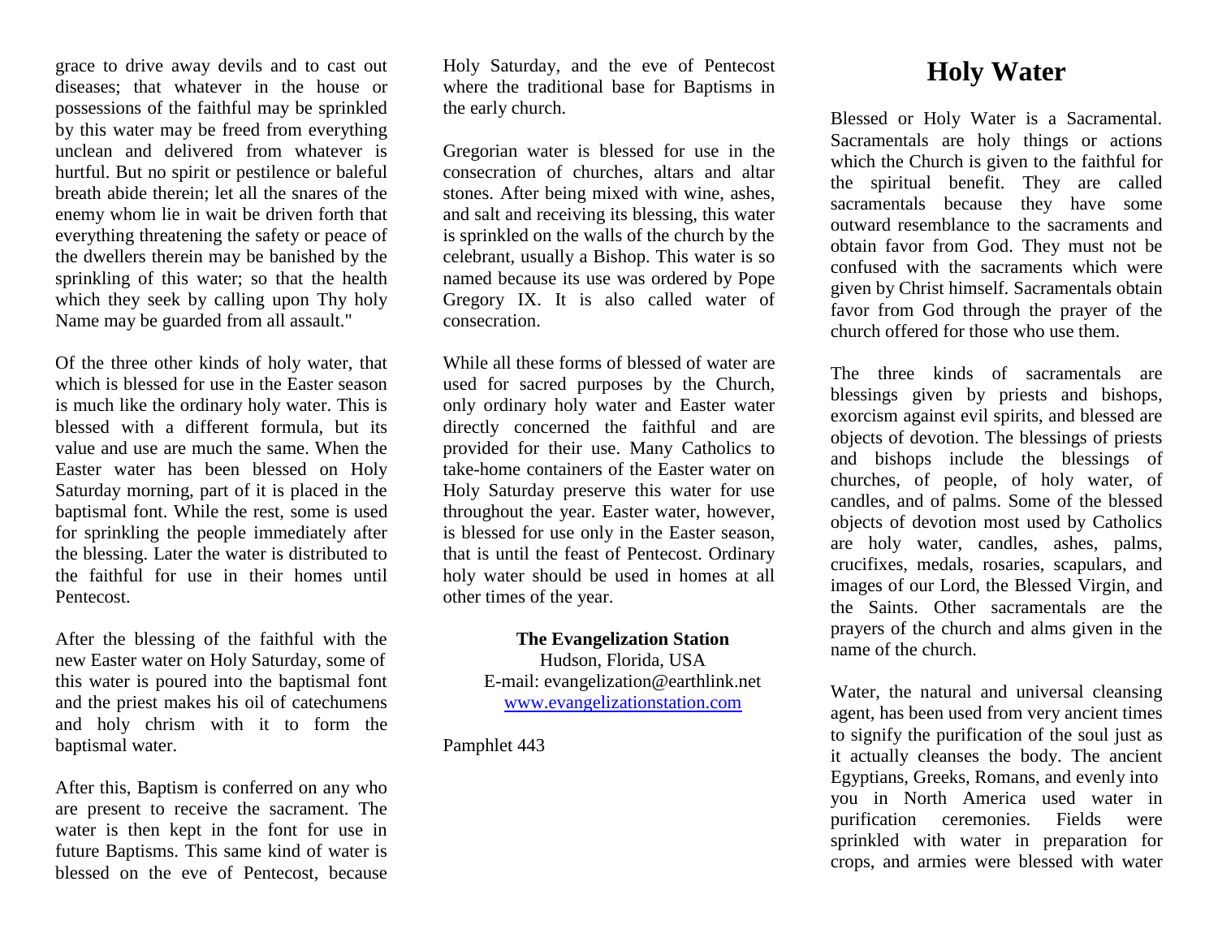grace to drive away devils and to cast out diseases; that whatever in the house or possessions of the faithful may be sprinkled by this water may be freed from everything unclean and delivered from whatever is hurtful. But no spirit or pestilence or baleful breath abide therein; let all the snares of the enemy whom lie in wait be driven forth that everything threatening the safety or peace of the dwellers therein may be banished by the sprinkling of this water; so that the health which they seek by calling upon Thy holy Name may be guarded from all assault."

Of the three other kinds of holy water, that which is blessed for use in the Easter season is much like the ordinary holy water. This is blessed with a different formula, but its value and use are much the same. When the Easter water has been blessed on Holy Saturday morning, part of it is placed in the baptismal font. While the rest, some is used for sprinkling the people immediately after the blessing. Later the water is distributed to the faithful for use in their homes until Pentecost.

After the blessing of the faithful with the new Easter water on Holy Saturday, some of this water is poured into the baptismal font and the priest makes his oil of catechumens and holy chrism with it to form the baptismal water.

After this, Baptism is conferred on any who are present to receive the sacrament. The water is then kept in the font for use in future Baptisms. This same kind of water is blessed on the eve of Pentecost, because Holy Saturday, and the eve of Pentecost where the traditional base for Baptisms in the early church.

Gregorian water is blessed for use in the consecration of churches, altars and altar stones. After being mixed with wine, ashes, and salt and receiving its blessing, this water is sprinkled on the walls of the church by the celebrant, usually a Bishop. This water is so named because its use was ordered by Pope Gregory IX. It is also called water of consecration.

While all these forms of blessed of water are used for sacred purposes by the Church, only ordinary holy water and Easter water directly concerned the faithful and are provided for their use. Many Catholics to take-home containers of the Easter water on Holy Saturday preserve this water for use throughout the year. Easter water, however, is blessed for use only in the Easter season, that is until the feast of Pentecost. Ordinary holy water should be used in homes at all other times of the year.

**The Evangelization Station**
Hudson, Florida, USA
E-mail: evangelization@earthlink.net
www.evangelizationstation.com

Pamphlet 443

# Holy Water

Blessed or Holy Water is a Sacramental. Sacramentals are holy things or actions which the Church is given to the faithful for the spiritual benefit. They are called sacramentals because they have some outward resemblance to the sacraments and obtain favor from God. They must not be confused with the sacraments which were given by Christ himself. Sacramentals obtain favor from God through the prayer of the church offered for those who use them.

The three kinds of sacramentals are blessings given by priests and bishops, exorcism against evil spirits, and blessed are objects of devotion. The blessings of priests and bishops include the blessings of churches, of people, of holy water, of candles, and of palms. Some of the blessed objects of devotion most used by Catholics are holy water, candles, ashes, palms, crucifixes, medals, rosaries, scapulars, and images of our Lord, the Blessed Virgin, and the Saints. Other sacramentals are the prayers of the church and alms given in the name of the church.

Water, the natural and universal cleansing agent, has been used from very ancient times to signify the purification of the soul just as it actually cleanses the body. The ancient Egyptians, Greeks, Romans, and evenly into you in North America used water in purification ceremonies. Fields were sprinkled with water in preparation for crops, and armies were blessed with water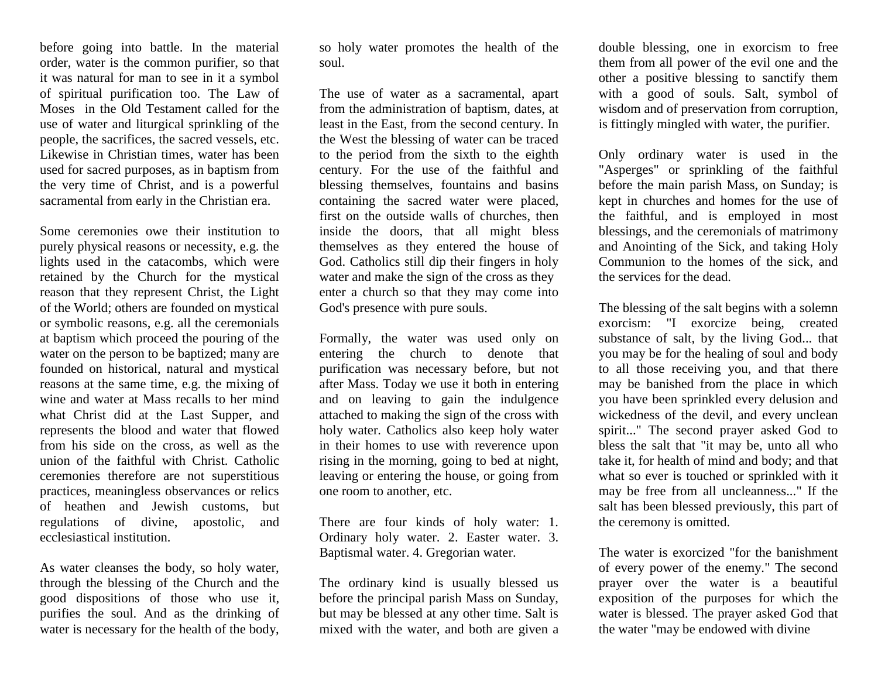before going into battle. In the material order, water is the common purifier, so that it was natural for man to see in it a symbol of spiritual purification too. The Law of Moses in the Old Testament called for the use of water and liturgical sprinkling of the people, the sacrifices, the sacred vessels, etc. Likewise in Christian times, water has been used for sacred purposes, as in baptism from the very time of Christ, and is a powerful sacramental from early in the Christian era.

Some ceremonies owe their institution to purely physical reasons or necessity, e.g. the lights used in the catacombs, which were retained by the Church for the mystical reason that they represent Christ, the Light of the World; others are founded on mystical or symbolic reasons, e.g. all the ceremonials at baptism which proceed the pouring of the water on the person to be baptized; many are founded on historical, natural and mystical reasons at the same time, e.g. the mixing of wine and water at Mass recalls to her mind what Christ did at the Last Supper, and represents the blood and water that flowed from his side on the cross, as well as the union of the faithful with Christ. Catholic ceremonies therefore are not superstitious practices, meaningless observances or relics of heathen and Jewish customs, but regulations of divine, apostolic, and ecclesiastical institution.

As water cleanses the body, so holy water, through the blessing of the Church and the good dispositions of those who use it, purifies the soul. And as the drinking of water is necessary for the health of the body, so holy water promotes the health of the soul.

The use of water as a sacramental, apart from the administration of baptism, dates, at least in the East, from the second century. In the West the blessing of water can be traced to the period from the sixth to the eighth century. For the use of the faithful and blessing themselves, fountains and basins containing the sacred water were placed, first on the outside walls of churches, then inside the doors, that all might bless themselves as they entered the house of God. Catholics still dip their fingers in holy water and make the sign of the cross as they enter a church so that they may come into God's presence with pure souls.

Formally, the water was used only on entering the church to denote that purification was necessary before, but not after Mass. Today we use it both in entering and on leaving to gain the indulgence attached to making the sign of the cross with holy water. Catholics also keep holy water in their homes to use with reverence upon rising in the morning, going to bed at night, leaving or entering the house, or going from one room to another, etc.

There are four kinds of holy water: 1. Ordinary holy water. 2. Easter water. 3. Baptismal water. 4. Gregorian water.

The ordinary kind is usually blessed us before the principal parish Mass on Sunday, but may be blessed at any other time. Salt is mixed with the water, and both are given a double blessing, one in exorcism to free them from all power of the evil one and the other a positive blessing to sanctify them with a good of souls. Salt, symbol of wisdom and of preservation from corruption, is fittingly mingled with water, the purifier.

Only ordinary water is used in the "Asperges" or sprinkling of the faithful before the main parish Mass, on Sunday; is kept in churches and homes for the use of the faithful, and is employed in most blessings, and the ceremonials of matrimony and Anointing of the Sick, and taking Holy Communion to the homes of the sick, and the services for the dead.

The blessing of the salt begins with a solemn exorcism: "I exorcize being, created substance of salt, by the living God... that you may be for the healing of soul and body to all those receiving you, and that there may be banished from the place in which you have been sprinkled every delusion and wickedness of the devil, and every unclean spirit..." The second prayer asked God to bless the salt that "it may be, unto all who take it, for health of mind and body; and that what so ever is touched or sprinkled with it may be free from all uncleanness..." If the salt has been blessed previously, this part of the ceremony is omitted.

The water is exorcized "for the banishment of every power of the enemy." The second prayer over the water is a beautiful exposition of the purposes for which the water is blessed. The prayer asked God that the water "may be endowed with divine